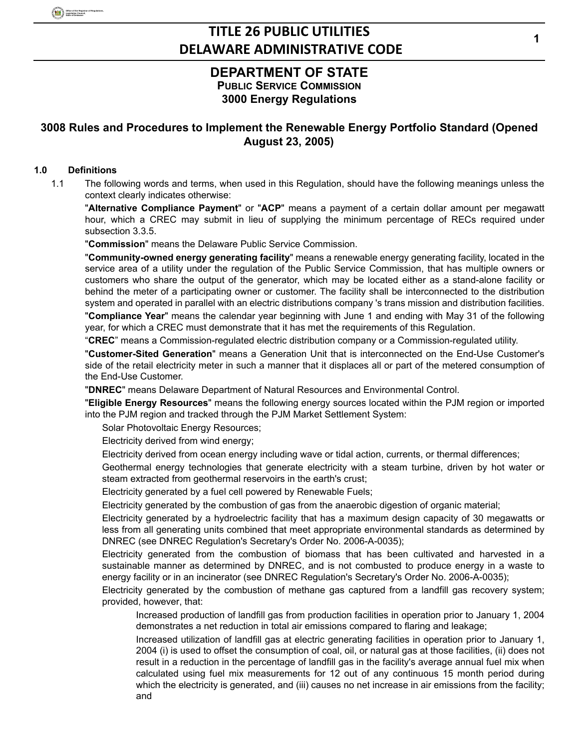# TITLE 26 PUBLIC UTILITIES
# DELAWARE ADMINISTRATIVE CODE

## DEPARTMENT OF STATE

### PUBLIC SERVICE COMMISSION

### 3000 Energy Regulations

## 3008 Rules and Procedures to Implement the Renewable Energy Portfolio Standard (Opened August 23, 2005)

**1.0 Definitions**

1.1 The following words and terms, when used in this Regulation, should have the following meanings unless the context clearly indicates otherwise:

"**Alternative Compliance Payment**" or "**ACP**" means a payment of a certain dollar amount per megawatt hour, which a CREC may submit in lieu of supplying the minimum percentage of RECs required under subsection 3.3.5.

"**Commission**" means the Delaware Public Service Commission.

"**Community-owned energy generating facility**" means a renewable energy generating facility, located in the service area of a utility under the regulation of the Public Service Commission, that has multiple owners or customers who share the output of the generator, which may be located either as a stand-alone facility or behind the meter of a participating owner or customer. The facility shall be interconnected to the distribution system and operated in parallel with an electric distributions company 's trans mission and distribution facilities.

"**Compliance Year**" means the calendar year beginning with June 1 and ending with May 31 of the following year, for which a CREC must demonstrate that it has met the requirements of this Regulation.

"**CREC**" means a Commission-regulated electric distribution company or a Commission-regulated utility.

"**Customer-Sited Generation**" means a Generation Unit that is interconnected on the End-Use Customer's side of the retail electricity meter in such a manner that it displaces all or part of the metered consumption of the End-Use Customer.

"**DNREC**" means Delaware Department of Natural Resources and Environmental Control.

"**Eligible Energy Resources**" means the following energy sources located within the PJM region or imported into the PJM region and tracked through the PJM Market Settlement System:

Solar Photovoltaic Energy Resources;

Electricity derived from wind energy;

Electricity derived from ocean energy including wave or tidal action, currents, or thermal differences;

Geothermal energy technologies that generate electricity with a steam turbine, driven by hot water or steam extracted from geothermal reservoirs in the earth's crust;

Electricity generated by a fuel cell powered by Renewable Fuels;

Electricity generated by the combustion of gas from the anaerobic digestion of organic material;

Electricity generated by a hydroelectric facility that has a maximum design capacity of 30 megawatts or less from all generating units combined that meet appropriate environmental standards as determined by DNREC (see DNREC Regulation's Secretary's Order No. 2006-A-0035);

Electricity generated from the combustion of biomass that has been cultivated and harvested in a sustainable manner as determined by DNREC, and is not combusted to produce energy in a waste to energy facility or in an incinerator (see DNREC Regulation's Secretary's Order No. 2006-A-0035);

Electricity generated by the combustion of methane gas captured from a landfill gas recovery system; provided, however, that:

Increased production of landfill gas from production facilities in operation prior to January 1, 2004 demonstrates a net reduction in total air emissions compared to flaring and leakage;

Increased utilization of landfill gas at electric generating facilities in operation prior to January 1, 2004 (i) is used to offset the consumption of coal, oil, or natural gas at those facilities, (ii) does not result in a reduction in the percentage of landfill gas in the facility's average annual fuel mix when calculated using fuel mix measurements for 12 out of any continuous 15 month period during which the electricity is generated, and (iii) causes no net increase in air emissions from the facility; and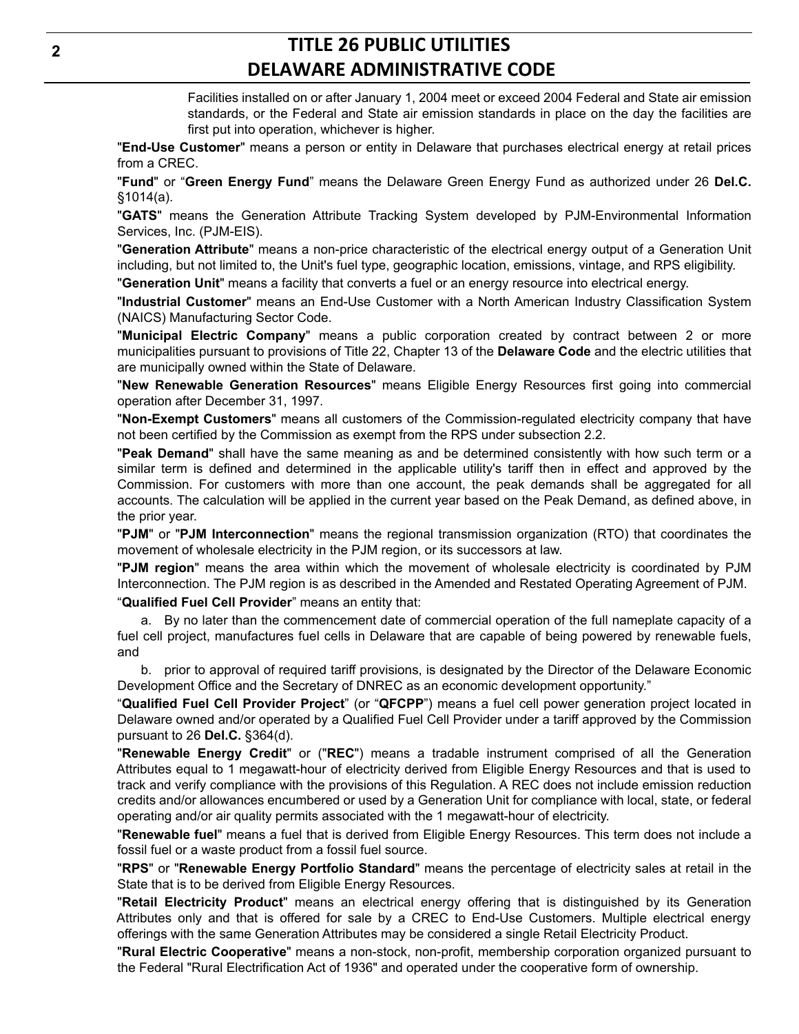Facilities installed on or after January 1, 2004 meet or exceed 2004 Federal and State air emission standards, or the Federal and State air emission standards in place on the day the facilities are first put into operation, whichever is higher.

"**End-Use Customer**" means a person or entity in Delaware that purchases electrical energy at retail prices from a CREC.

"**Fund**" or "**Green Energy Fund**" means the Delaware Green Energy Fund as authorized under 26 **Del.C.** §1014(a).

"**GATS**" means the Generation Attribute Tracking System developed by PJM-Environmental Information Services, Inc. (PJM-EIS).

"**Generation Attribute**" means a non-price characteristic of the electrical energy output of a Generation Unit including, but not limited to, the Unit's fuel type, geographic location, emissions, vintage, and RPS eligibility.

"**Generation Unit**" means a facility that converts a fuel or an energy resource into electrical energy.

"**Industrial Customer**" means an End-Use Customer with a North American Industry Classification System (NAICS) Manufacturing Sector Code.

"**Municipal Electric Company**" means a public corporation created by contract between 2 or more municipalities pursuant to provisions of Title 22, Chapter 13 of the **Delaware Code** and the electric utilities that are municipally owned within the State of Delaware.

"**New Renewable Generation Resources**" means Eligible Energy Resources first going into commercial operation after December 31, 1997.

"**Non-Exempt Customers**" means all customers of the Commission-regulated electricity company that have not been certified by the Commission as exempt from the RPS under subsection 2.2.

"**Peak Demand**" shall have the same meaning as and be determined consistently with how such term or a similar term is defined and determined in the applicable utility's tariff then in effect and approved by the Commission. For customers with more than one account, the peak demands shall be aggregated for all accounts. The calculation will be applied in the current year based on the Peak Demand, as defined above, in the prior year.

"**PJM**" or "**PJM Interconnection**" means the regional transmission organization (RTO) that coordinates the movement of wholesale electricity in the PJM region, or its successors at law.

"**PJM region**" means the area within which the movement of wholesale electricity is coordinated by PJM Interconnection. The PJM region is as described in the Amended and Restated Operating Agreement of PJM.

"**Qualified Fuel Cell Provider**" means an entity that:

a. By no later than the commencement date of commercial operation of the full nameplate capacity of a fuel cell project, manufactures fuel cells in Delaware that are capable of being powered by renewable fuels, and

b. prior to approval of required tariff provisions, is designated by the Director of the Delaware Economic Development Office and the Secretary of DNREC as an economic development opportunity."

"**Qualified Fuel Cell Provider Project**" (or "**QFCPP**") means a fuel cell power generation project located in Delaware owned and/or operated by a Qualified Fuel Cell Provider under a tariff approved by the Commission pursuant to 26 **Del.C.** §364(d).

"**Renewable Energy Credit**" or ("**REC**") means a tradable instrument comprised of all the Generation Attributes equal to 1 megawatt-hour of electricity derived from Eligible Energy Resources and that is used to track and verify compliance with the provisions of this Regulation. A REC does not include emission reduction credits and/or allowances encumbered or used by a Generation Unit for compliance with local, state, or federal operating and/or air quality permits associated with the 1 megawatt-hour of electricity.

"**Renewable fuel**" means a fuel that is derived from Eligible Energy Resources. This term does not include a fossil fuel or a waste product from a fossil fuel source.

"**RPS**" or "**Renewable Energy Portfolio Standard**" means the percentage of electricity sales at retail in the State that is to be derived from Eligible Energy Resources.

"**Retail Electricity Product**" means an electrical energy offering that is distinguished by its Generation Attributes only and that is offered for sale by a CREC to End-Use Customers. Multiple electrical energy offerings with the same Generation Attributes may be considered a single Retail Electricity Product.

"**Rural Electric Cooperative**" means a non-stock, non-profit, membership corporation organized pursuant to the Federal "Rural Electrification Act of 1936" and operated under the cooperative form of ownership.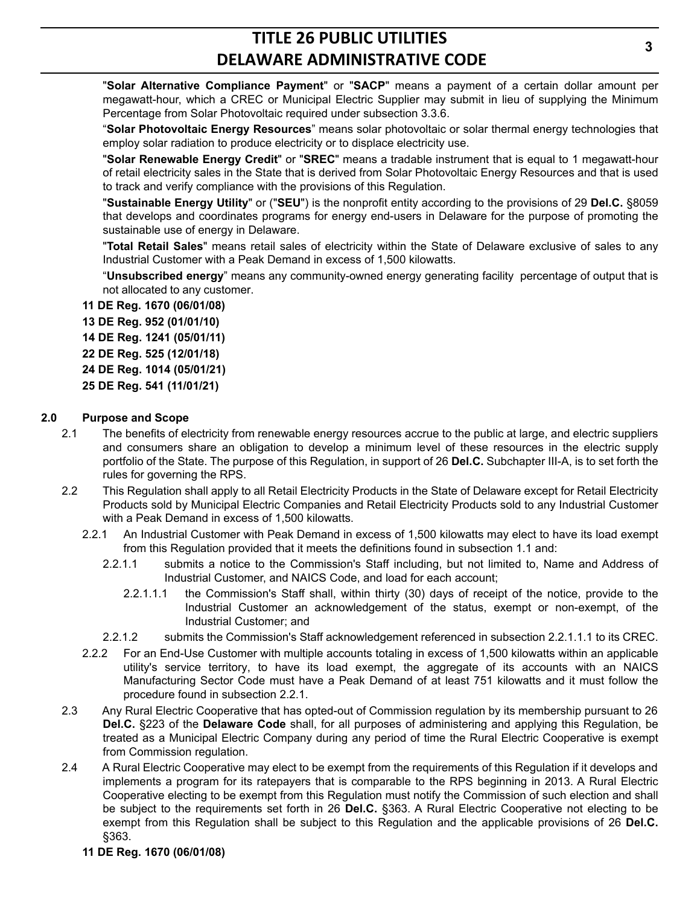"**Solar Alternative Compliance Payment**" or "**SACP**" means a payment of a certain dollar amount per megawatt-hour, which a CREC or Municipal Electric Supplier may submit in lieu of supplying the Minimum Percentage from Solar Photovoltaic required under subsection 3.3.6.

"**Solar Photovoltaic Energy Resources**" means solar photovoltaic or solar thermal energy technologies that employ solar radiation to produce electricity or to displace electricity use.

"**Solar Renewable Energy Credit**" or "**SREC**" means a tradable instrument that is equal to 1 megawatt-hour of retail electricity sales in the State that is derived from Solar Photovoltaic Energy Resources and that is used to track and verify compliance with the provisions of this Regulation.

"**Sustainable Energy Utility**" or ("**SEU**") is the nonprofit entity according to the provisions of 29 **Del.C.** §8059 that develops and coordinates programs for energy end-users in Delaware for the purpose of promoting the sustainable use of energy in Delaware.

"**Total Retail Sales**" means retail sales of electricity within the State of Delaware exclusive of sales to any Industrial Customer with a Peak Demand in excess of 1,500 kilowatts.

"**Unsubscribed energy**" means any community-owned energy generating facility percentage of output that is not allocated to any customer.

**11 DE Reg. 1670 (06/01/08)**
**13 DE Reg. 952 (01/01/10)**
**14 DE Reg. 1241 (05/01/11)**
**22 DE Reg. 525 (12/01/18)**
**24 DE Reg. 1014 (05/01/21)**
**25 DE Reg. 541 (11/01/21)**

## 2.0 Purpose and Scope

2.1 The benefits of electricity from renewable energy resources accrue to the public at large, and electric suppliers and consumers share an obligation to develop a minimum level of these resources in the electric supply portfolio of the State. The purpose of this Regulation, in support of 26 **Del.C.** Subchapter III-A, is to set forth the rules for governing the RPS.

2.2 This Regulation shall apply to all Retail Electricity Products in the State of Delaware except for Retail Electricity Products sold by Municipal Electric Companies and Retail Electricity Products sold to any Industrial Customer with a Peak Demand in excess of 1,500 kilowatts.

2.2.1 An Industrial Customer with Peak Demand in excess of 1,500 kilowatts may elect to have its load exempt from this Regulation provided that it meets the definitions found in subsection 1.1 and:

2.2.1.1 submits a notice to the Commission's Staff including, but not limited to, Name and Address of Industrial Customer, and NAICS Code, and load for each account;

2.2.1.1.1 the Commission's Staff shall, within thirty (30) days of receipt of the notice, provide to the Industrial Customer an acknowledgement of the status, exempt or non-exempt, of the Industrial Customer; and

2.2.1.2 submits the Commission's Staff acknowledgement referenced in subsection 2.2.1.1.1 to its CREC.

2.2.2 For an End-Use Customer with multiple accounts totaling in excess of 1,500 kilowatts within an applicable utility's service territory, to have its load exempt, the aggregate of its accounts with an NAICS Manufacturing Sector Code must have a Peak Demand of at least 751 kilowatts and it must follow the procedure found in subsection 2.2.1.

2.3 Any Rural Electric Cooperative that has opted-out of Commission regulation by its membership pursuant to 26 **Del.C.** §223 of the **Delaware Code** shall, for all purposes of administering and applying this Regulation, be treated as a Municipal Electric Company during any period of time the Rural Electric Cooperative is exempt from Commission regulation.

2.4 A Rural Electric Cooperative may elect to be exempt from the requirements of this Regulation if it develops and implements a program for its ratepayers that is comparable to the RPS beginning in 2013. A Rural Electric Cooperative electing to be exempt from this Regulation must notify the Commission of such election and shall be subject to the requirements set forth in 26 **Del.C.** §363. A Rural Electric Cooperative not electing to be exempt from this Regulation shall be subject to this Regulation and the applicable provisions of 26 **Del.C.** §363.

**11 DE Reg. 1670 (06/01/08)**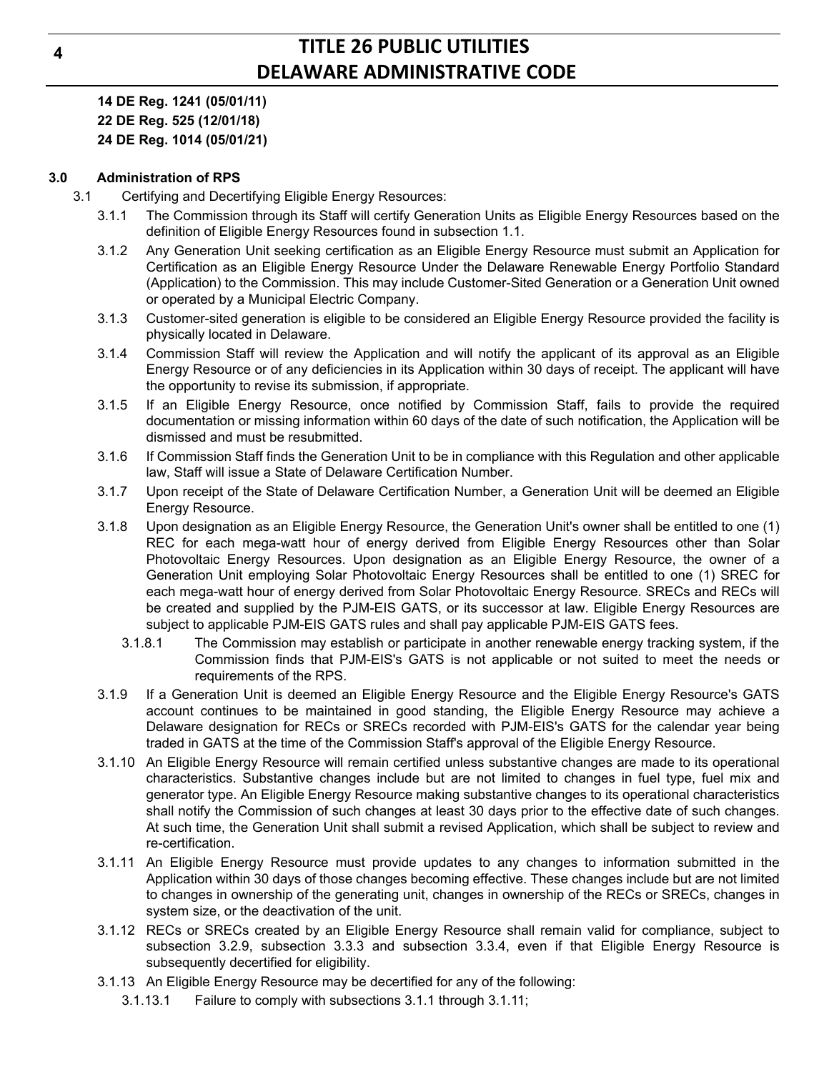**14 DE Reg. 1241 (05/01/11)**
**22 DE Reg. 525 (12/01/18)**
**24 DE Reg. 1014 (05/01/21)**

**3.0 Administration of RPS**

3.1 Certifying and Decertifying Eligible Energy Resources:

3.1.1 The Commission through its Staff will certify Generation Units as Eligible Energy Resources based on the definition of Eligible Energy Resources found in subsection 1.1.

3.1.2 Any Generation Unit seeking certification as an Eligible Energy Resource must submit an Application for Certification as an Eligible Energy Resource Under the Delaware Renewable Energy Portfolio Standard (Application) to the Commission. This may include Customer-Sited Generation or a Generation Unit owned or operated by a Municipal Electric Company.

3.1.3 Customer-sited generation is eligible to be considered an Eligible Energy Resource provided the facility is physically located in Delaware.

3.1.4 Commission Staff will review the Application and will notify the applicant of its approval as an Eligible Energy Resource or of any deficiencies in its Application within 30 days of receipt. The applicant will have the opportunity to revise its submission, if appropriate.

3.1.5 If an Eligible Energy Resource, once notified by Commission Staff, fails to provide the required documentation or missing information within 60 days of the date of such notification, the Application will be dismissed and must be resubmitted.

3.1.6 If Commission Staff finds the Generation Unit to be in compliance with this Regulation and other applicable law, Staff will issue a State of Delaware Certification Number.

3.1.7 Upon receipt of the State of Delaware Certification Number, a Generation Unit will be deemed an Eligible Energy Resource.

3.1.8 Upon designation as an Eligible Energy Resource, the Generation Unit's owner shall be entitled to one (1) REC for each mega-watt hour of energy derived from Eligible Energy Resources other than Solar Photovoltaic Energy Resources. Upon designation as an Eligible Energy Resource, the owner of a Generation Unit employing Solar Photovoltaic Energy Resources shall be entitled to one (1) SREC for each mega-watt hour of energy derived from Solar Photovoltaic Energy Resource. SRECs and RECs will be created and supplied by the PJM-EIS GATS, or its successor at law. Eligible Energy Resources are subject to applicable PJM-EIS GATS rules and shall pay applicable PJM-EIS GATS fees.

3.1.8.1 The Commission may establish or participate in another renewable energy tracking system, if the Commission finds that PJM-EIS's GATS is not applicable or not suited to meet the needs or requirements of the RPS.

3.1.9 If a Generation Unit is deemed an Eligible Energy Resource and the Eligible Energy Resource's GATS account continues to be maintained in good standing, the Eligible Energy Resource may achieve a Delaware designation for RECs or SRECs recorded with PJM-EIS's GATS for the calendar year being traded in GATS at the time of the Commission Staff's approval of the Eligible Energy Resource.

3.1.10 An Eligible Energy Resource will remain certified unless substantive changes are made to its operational characteristics. Substantive changes include but are not limited to changes in fuel type, fuel mix and generator type. An Eligible Energy Resource making substantive changes to its operational characteristics shall notify the Commission of such changes at least 30 days prior to the effective date of such changes. At such time, the Generation Unit shall submit a revised Application, which shall be subject to review and re-certification.

3.1.11 An Eligible Energy Resource must provide updates to any changes to information submitted in the Application within 30 days of those changes becoming effective. These changes include but are not limited to changes in ownership of the generating unit, changes in ownership of the RECs or SRECs, changes in system size, or the deactivation of the unit.

3.1.12 RECs or SRECs created by an Eligible Energy Resource shall remain valid for compliance, subject to subsection 3.2.9, subsection 3.3.3 and subsection 3.3.4, even if that Eligible Energy Resource is subsequently decertified for eligibility.

3.1.13 An Eligible Energy Resource may be decertified for any of the following:

3.1.13.1 Failure to comply with subsections 3.1.1 through 3.1.11;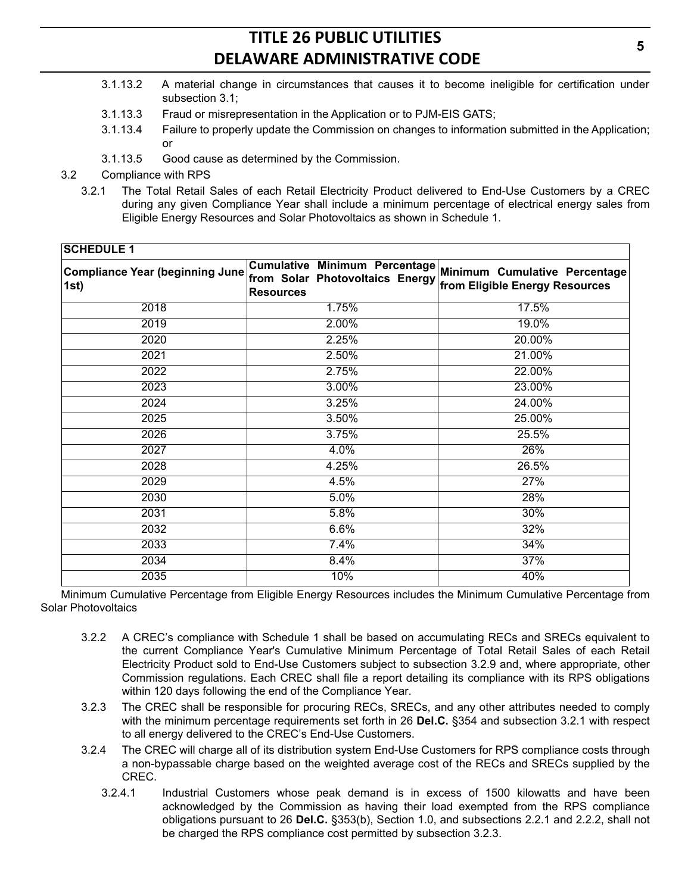3.1.13.2 A material change in circumstances that causes it to become ineligible for certification under subsection 3.1;

3.1.13.3 Fraud or misrepresentation in the Application or to PJM-EIS GATS;

3.1.13.4 Failure to properly update the Commission on changes to information submitted in the Application; or

3.1.13.5 Good cause as determined by the Commission.

3.2 Compliance with RPS

3.2.1 The Total Retail Sales of each Retail Electricity Product delivered to End-Use Customers by a CREC during any given Compliance Year shall include a minimum percentage of electrical energy sales from Eligible Energy Resources and Solar Photovoltaics as shown in Schedule 1.

| **SCHEDULE 1** | | |
|---|---|---|
| **Compliance Year (beginning June 1st)** | **Cumulative Minimum Percentage from Solar Photovoltaics Energy Resources** | **Minimum Cumulative Percentage from Eligible Energy Resources** |
| 2018 | 1.75% | 17.5% |
| 2019 | 2.00% | 19.0% |
| 2020 | 2.25% | 20.00% |
| 2021 | 2.50% | 21.00% |
| 2022 | 2.75% | 22.00% |
| 2023 | 3.00% | 23.00% |
| 2024 | 3.25% | 24.00% |
| 2025 | 3.50% | 25.00% |
| 2026 | 3.75% | 25.5% |
| 2027 | 4.0% | 26% |
| 2028 | 4.25% | 26.5% |
| 2029 | 4.5% | 27% |
| 2030 | 5.0% | 28% |
| 2031 | 5.8% | 30% |
| 2032 | 6.6% | 32% |
| 2033 | 7.4% | 34% |
| 2034 | 8.4% | 37% |
| 2035 | 10% | 40% |

Minimum Cumulative Percentage from Eligible Energy Resources includes the Minimum Cumulative Percentage from Solar Photovoltaics

3.2.2 A CREC's compliance with Schedule 1 shall be based on accumulating RECs and SRECs equivalent to the current Compliance Year's Cumulative Minimum Percentage of Total Retail Sales of each Retail Electricity Product sold to End-Use Customers subject to subsection 3.2.9 and, where appropriate, other Commission regulations. Each CREC shall file a report detailing its compliance with its RPS obligations within 120 days following the end of the Compliance Year.

3.2.3 The CREC shall be responsible for procuring RECs, SRECs, and any other attributes needed to comply with the minimum percentage requirements set forth in 26 **Del.C.** §354 and subsection 3.2.1 with respect to all energy delivered to the CREC's End-Use Customers.

3.2.4 The CREC will charge all of its distribution system End-Use Customers for RPS compliance costs through a non-bypassable charge based on the weighted average cost of the RECs and SRECs supplied by the CREC.

3.2.4.1 Industrial Customers whose peak demand is in excess of 1500 kilowatts and have been acknowledged by the Commission as having their load exempted from the RPS compliance obligations pursuant to 26 **Del.C.** §353(b), Section 1.0, and subsections 2.2.1 and 2.2.2, shall not be charged the RPS compliance cost permitted by subsection 3.2.3.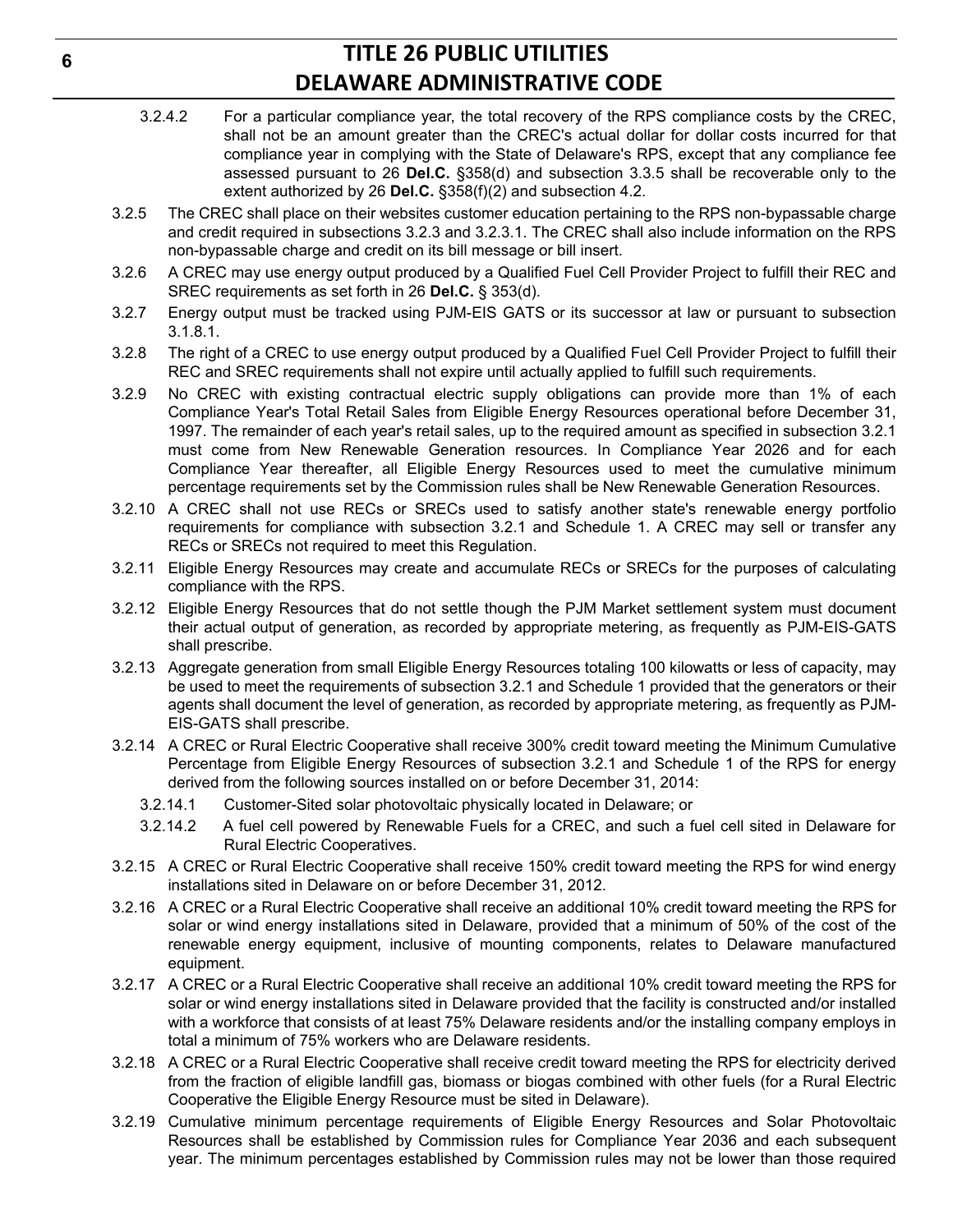3.2.4.2 For a particular compliance year, the total recovery of the RPS compliance costs by the CREC, shall not be an amount greater than the CREC's actual dollar for dollar costs incurred for that compliance year in complying with the State of Delaware's RPS, except that any compliance fee assessed pursuant to 26 **Del.C.** §358(d) and subsection 3.3.5 shall be recoverable only to the extent authorized by 26 **Del.C.** §358(f)(2) and subsection 4.2.

3.2.5 The CREC shall place on their websites customer education pertaining to the RPS non-bypassable charge and credit required in subsections 3.2.3 and 3.2.3.1. The CREC shall also include information on the RPS non-bypassable charge and credit on its bill message or bill insert.

3.2.6 A CREC may use energy output produced by a Qualified Fuel Cell Provider Project to fulfill their REC and SREC requirements as set forth in 26 **Del.C.** § 353(d).

3.2.7 Energy output must be tracked using PJM-EIS GATS or its successor at law or pursuant to subsection 3.1.8.1.

3.2.8 The right of a CREC to use energy output produced by a Qualified Fuel Cell Provider Project to fulfill their REC and SREC requirements shall not expire until actually applied to fulfill such requirements.

3.2.9 No CREC with existing contractual electric supply obligations can provide more than 1% of each Compliance Year's Total Retail Sales from Eligible Energy Resources operational before December 31, 1997. The remainder of each year's retail sales, up to the required amount as specified in subsection 3.2.1 must come from New Renewable Generation resources. In Compliance Year 2026 and for each Compliance Year thereafter, all Eligible Energy Resources used to meet the cumulative minimum percentage requirements set by the Commission rules shall be New Renewable Generation Resources.

3.2.10 A CREC shall not use RECs or SRECs used to satisfy another state's renewable energy portfolio requirements for compliance with subsection 3.2.1 and Schedule 1. A CREC may sell or transfer any RECs or SRECs not required to meet this Regulation.

3.2.11 Eligible Energy Resources may create and accumulate RECs or SRECs for the purposes of calculating compliance with the RPS.

3.2.12 Eligible Energy Resources that do not settle though the PJM Market settlement system must document their actual output of generation, as recorded by appropriate metering, as frequently as PJM-EIS-GATS shall prescribe.

3.2.13 Aggregate generation from small Eligible Energy Resources totaling 100 kilowatts or less of capacity, may be used to meet the requirements of subsection 3.2.1 and Schedule 1 provided that the generators or their agents shall document the level of generation, as recorded by appropriate metering, as frequently as PJM-EIS-GATS shall prescribe.

3.2.14 A CREC or Rural Electric Cooperative shall receive 300% credit toward meeting the Minimum Cumulative Percentage from Eligible Energy Resources of subsection 3.2.1 and Schedule 1 of the RPS for energy derived from the following sources installed on or before December 31, 2014:

3.2.14.1 Customer-Sited solar photovoltaic physically located in Delaware; or

3.2.14.2 A fuel cell powered by Renewable Fuels for a CREC, and such a fuel cell sited in Delaware for Rural Electric Cooperatives.

3.2.15 A CREC or Rural Electric Cooperative shall receive 150% credit toward meeting the RPS for wind energy installations sited in Delaware on or before December 31, 2012.

3.2.16 A CREC or a Rural Electric Cooperative shall receive an additional 10% credit toward meeting the RPS for solar or wind energy installations sited in Delaware, provided that a minimum of 50% of the cost of the renewable energy equipment, inclusive of mounting components, relates to Delaware manufactured equipment.

3.2.17 A CREC or a Rural Electric Cooperative shall receive an additional 10% credit toward meeting the RPS for solar or wind energy installations sited in Delaware provided that the facility is constructed and/or installed with a workforce that consists of at least 75% Delaware residents and/or the installing company employs in total a minimum of 75% workers who are Delaware residents.

3.2.18 A CREC or a Rural Electric Cooperative shall receive credit toward meeting the RPS for electricity derived from the fraction of eligible landfill gas, biomass or biogas combined with other fuels (for a Rural Electric Cooperative the Eligible Energy Resource must be sited in Delaware).

3.2.19 Cumulative minimum percentage requirements of Eligible Energy Resources and Solar Photovoltaic Resources shall be established by Commission rules for Compliance Year 2036 and each subsequent year. The minimum percentages established by Commission rules may not be lower than those required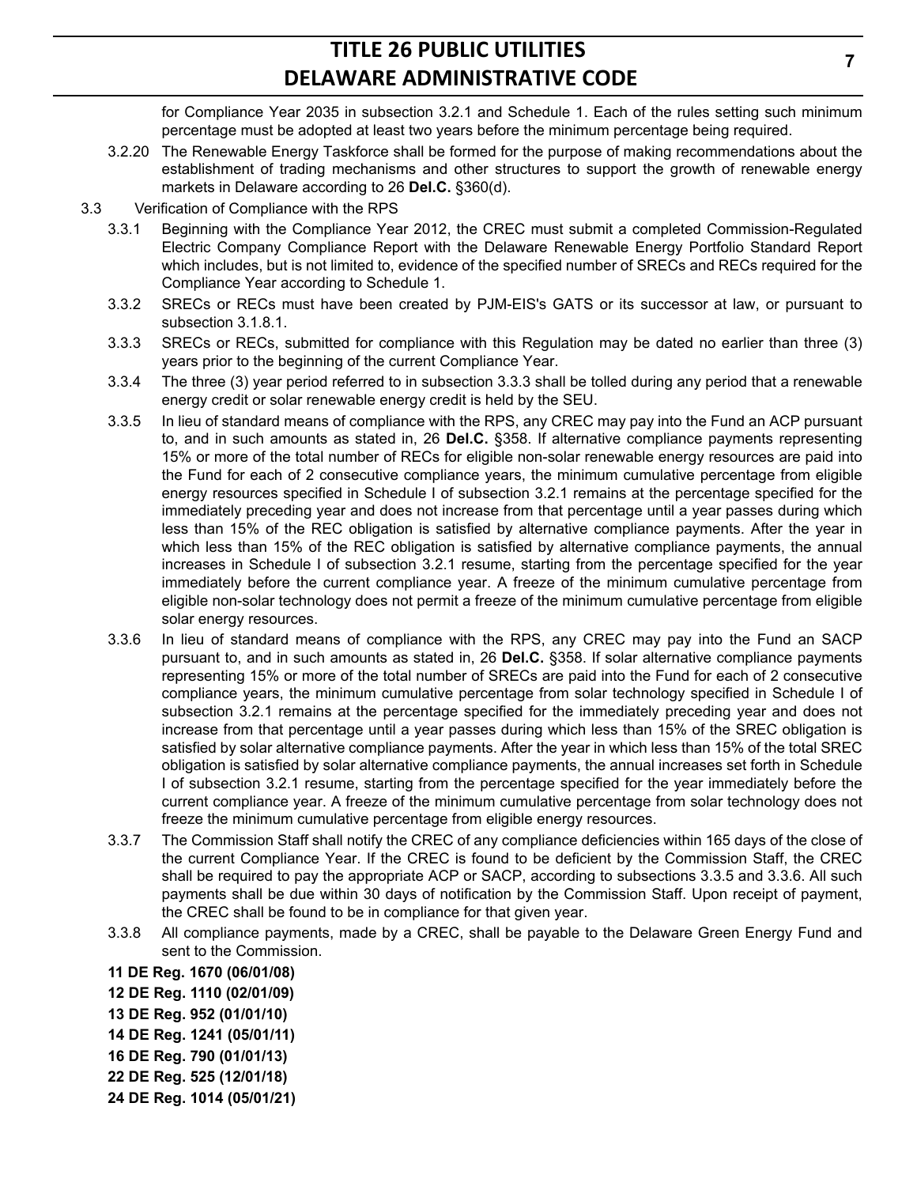for Compliance Year 2035 in subsection 3.2.1 and Schedule 1. Each of the rules setting such minimum percentage must be adopted at least two years before the minimum percentage being required.

3.2.20 The Renewable Energy Taskforce shall be formed for the purpose of making recommendations about the establishment of trading mechanisms and other structures to support the growth of renewable energy markets in Delaware according to 26 **Del.C.** §360(d).

3.3 Verification of Compliance with the RPS

3.3.1 Beginning with the Compliance Year 2012, the CREC must submit a completed Commission-Regulated Electric Company Compliance Report with the Delaware Renewable Energy Portfolio Standard Report which includes, but is not limited to, evidence of the specified number of SRECs and RECs required for the Compliance Year according to Schedule 1.

3.3.2 SRECs or RECs must have been created by PJM-EIS's GATS or its successor at law, or pursuant to subsection 3.1.8.1.

3.3.3 SRECs or RECs, submitted for compliance with this Regulation may be dated no earlier than three (3) years prior to the beginning of the current Compliance Year.

3.3.4 The three (3) year period referred to in subsection 3.3.3 shall be tolled during any period that a renewable energy credit or solar renewable energy credit is held by the SEU.

3.3.5 In lieu of standard means of compliance with the RPS, any CREC may pay into the Fund an ACP pursuant to, and in such amounts as stated in, 26 **Del.C.** §358. If alternative compliance payments representing 15% or more of the total number of RECs for eligible non-solar renewable energy resources are paid into the Fund for each of 2 consecutive compliance years, the minimum cumulative percentage from eligible energy resources specified in Schedule I of subsection 3.2.1 remains at the percentage specified for the immediately preceding year and does not increase from that percentage until a year passes during which less than 15% of the REC obligation is satisfied by alternative compliance payments. After the year in which less than 15% of the REC obligation is satisfied by alternative compliance payments, the annual increases in Schedule I of subsection 3.2.1 resume, starting from the percentage specified for the year immediately before the current compliance year. A freeze of the minimum cumulative percentage from eligible non-solar technology does not permit a freeze of the minimum cumulative percentage from eligible solar energy resources.

3.3.6 In lieu of standard means of compliance with the RPS, any CREC may pay into the Fund an SACP pursuant to, and in such amounts as stated in, 26 **Del.C.** §358. If solar alternative compliance payments representing 15% or more of the total number of SRECs are paid into the Fund for each of 2 consecutive compliance years, the minimum cumulative percentage from solar technology specified in Schedule I of subsection 3.2.1 remains at the percentage specified for the immediately preceding year and does not increase from that percentage until a year passes during which less than 15% of the SREC obligation is satisfied by solar alternative compliance payments. After the year in which less than 15% of the total SREC obligation is satisfied by solar alternative compliance payments, the annual increases set forth in Schedule I of subsection 3.2.1 resume, starting from the percentage specified for the year immediately before the current compliance year. A freeze of the minimum cumulative percentage from solar technology does not freeze the minimum cumulative percentage from eligible energy resources.

3.3.7 The Commission Staff shall notify the CREC of any compliance deficiencies within 165 days of the close of the current Compliance Year. If the CREC is found to be deficient by the Commission Staff, the CREC shall be required to pay the appropriate ACP or SACP, according to subsections 3.3.5 and 3.3.6. All such payments shall be due within 30 days of notification by the Commission Staff. Upon receipt of payment, the CREC shall be found to be in compliance for that given year.

3.3.8 All compliance payments, made by a CREC, shall be payable to the Delaware Green Energy Fund and sent to the Commission.

**11 DE Reg. 1670 (06/01/08)**
**12 DE Reg. 1110 (02/01/09)**
**13 DE Reg. 952 (01/01/10)**
**14 DE Reg. 1241 (05/01/11)**
**16 DE Reg. 790 (01/01/13)**
**22 DE Reg. 525 (12/01/18)**
**24 DE Reg. 1014 (05/01/21)**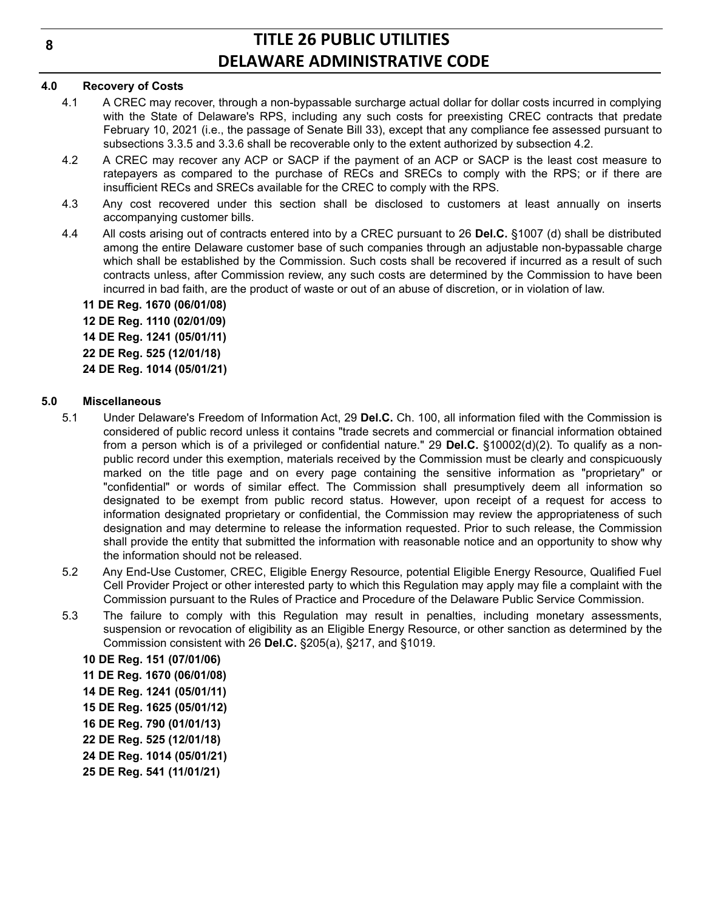### 4.0 Recovery of Costs

4.1 A CREC may recover, through a non-bypassable surcharge actual dollar for dollar costs incurred in complying with the State of Delaware's RPS, including any such costs for preexisting CREC contracts that predate February 10, 2021 (i.e., the passage of Senate Bill 33), except that any compliance fee assessed pursuant to subsections 3.3.5 and 3.3.6 shall be recoverable only to the extent authorized by subsection 4.2.

4.2 A CREC may recover any ACP or SACP if the payment of an ACP or SACP is the least cost measure to ratepayers as compared to the purchase of RECs and SRECs to comply with the RPS; or if there are insufficient RECs and SRECs available for the CREC to comply with the RPS.

4.3 Any cost recovered under this section shall be disclosed to customers at least annually on inserts accompanying customer bills.

4.4 All costs arising out of contracts entered into by a CREC pursuant to 26 **Del.C.** §1007 (d) shall be distributed among the entire Delaware customer base of such companies through an adjustable non-bypassable charge which shall be established by the Commission. Such costs shall be recovered if incurred as a result of such contracts unless, after Commission review, any such costs are determined by the Commission to have been incurred in bad faith, are the product of waste or out of an abuse of discretion, or in violation of law.

**11 DE Reg. 1670 (06/01/08)**
**12 DE Reg. 1110 (02/01/09)**
**14 DE Reg. 1241 (05/01/11)**
**22 DE Reg. 525 (12/01/18)**
**24 DE Reg. 1014 (05/01/21)**

### 5.0 Miscellaneous

5.1 Under Delaware's Freedom of Information Act, 29 **Del.C.** Ch. 100, all information filed with the Commission is considered of public record unless it contains "trade secrets and commercial or financial information obtained from a person which is of a privileged or confidential nature." 29 **Del.C.** §10002(d)(2). To qualify as a non-public record under this exemption, materials received by the Commission must be clearly and conspicuously marked on the title page and on every page containing the sensitive information as "proprietary" or "confidential" or words of similar effect. The Commission shall presumptively deem all information so designated to be exempt from public record status. However, upon receipt of a request for access to information designated proprietary or confidential, the Commission may review the appropriateness of such designation and may determine to release the information requested. Prior to such release, the Commission shall provide the entity that submitted the information with reasonable notice and an opportunity to show why the information should not be released.

5.2 Any End-Use Customer, CREC, Eligible Energy Resource, potential Eligible Energy Resource, Qualified Fuel Cell Provider Project or other interested party to which this Regulation may apply may file a complaint with the Commission pursuant to the Rules of Practice and Procedure of the Delaware Public Service Commission.

5.3 The failure to comply with this Regulation may result in penalties, including monetary assessments, suspension or revocation of eligibility as an Eligible Energy Resource, or other sanction as determined by the Commission consistent with 26 **Del.C.** §205(a), §217, and §1019.

**10 DE Reg. 151 (07/01/06)**
**11 DE Reg. 1670 (06/01/08)**
**14 DE Reg. 1241 (05/01/11)**
**15 DE Reg. 1625 (05/01/12)**
**16 DE Reg. 790 (01/01/13)**
**22 DE Reg. 525 (12/01/18)**
**24 DE Reg. 1014 (05/01/21)**
**25 DE Reg. 541 (11/01/21)**